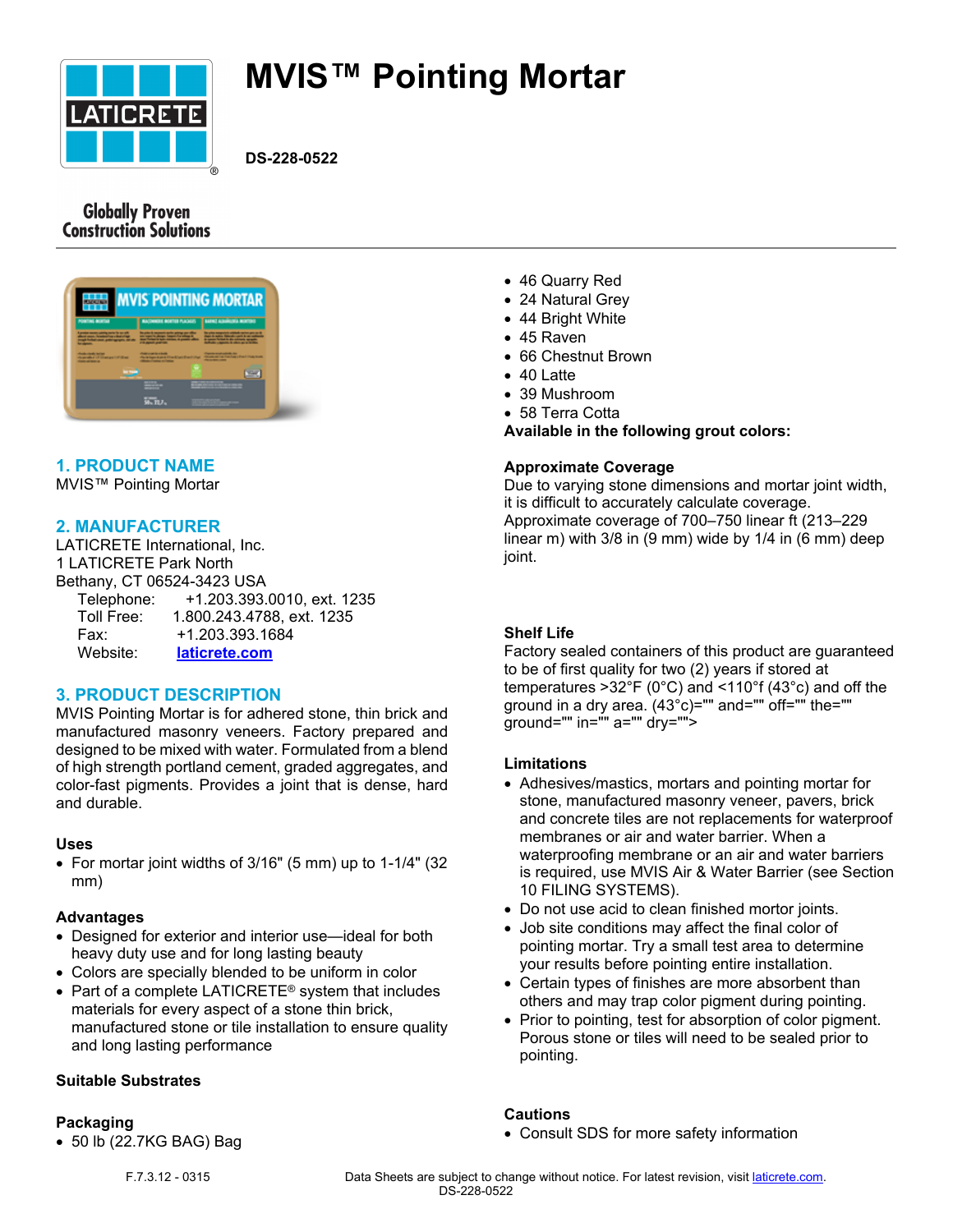# MVIS™ Pointing Mortar

**DS-228-0522**

Globally Proven Construction Solutions

## 1. PRODUCT NAME

MVIS™ Pointing Mortar

## 2. MANUFACTURER

LATICRETE International, Inc.
1 LATICRETE Park North
Bethany, CT 06524-3423 USA

Telephone: +1.203.393.0010, ext. 1235
Toll Free: 1.800.243.4788, ext. 1235
Fax: +1.203.393.1684
Website: laticrete.com

## 3. PRODUCT DESCRIPTION

MVIS Pointing Mortar is for adhered stone, thin brick and manufactured masonry veneers. Factory prepared and designed to be mixed with water. Formulated from a blend of high strength portland cement, graded aggregates, and color-fast pigments. Provides a joint that is dense, hard and durable.

**Uses**

- For mortar joint widths of 3/16" (5 mm) up to 1-1/4" (32 mm)

**Advantages**

- Designed for exterior and interior use—ideal for both heavy duty use and for long lasting beauty
- Colors are specially blended to be uniform in color
- Part of a complete LATICRETE® system that includes materials for every aspect of a stone thin brick, manufactured stone or tile installation to ensure quality and long lasting performance

**Suitable Substrates**

**Packaging**

- 50 lb (22.7KG BAG) Bag

- 46 Quarry Red
- 24 Natural Grey
- 44 Bright White
- 45 Raven
- 66 Chestnut Brown
- 40 Latte
- 39 Mushroom
- 58 Terra Cotta

**Available in the following grout colors:**

**Approximate Coverage**

Due to varying stone dimensions and mortar joint width, it is difficult to accurately calculate coverage. Approximate coverage of 700–750 linear ft (213–229 linear m) with 3/8 in (9 mm) wide by 1/4 in (6 mm) deep joint.

**Shelf Life**

Factory sealed containers of this product are guaranteed to be of first quality for two (2) years if stored at temperatures >32°F (0°C) and <110°f (43°C) and off the ground in a dry area. (43°c)="" and="" off="" the="" ground="" in="" a="" dry="">

**Limitations**

- Adhesives/mastics, mortars and pointing mortar for stone, manufactured masonry veneer, pavers, brick and concrete tiles are not replacements for waterproof membranes or air and water barrier. When a waterproofing membrane or an air and water barriers is required, use MVIS Air & Water Barrier (see Section 10 FILING SYSTEMS).
- Do not use acid to clean finished mortor joints.
- Job site conditions may affect the final color of pointing mortar. Try a small test area to determine your results before pointing entire installation.
- Certain types of finishes are more absorbent than others and may trap color pigment during pointing.
- Prior to pointing, test for absorption of color pigment. Porous stone or tiles will need to be sealed prior to pointing.

**Cautions**

- Consult SDS for more safety information

F.7.3.12 - 0315

Data Sheets are subject to change without notice. For latest revision, visit laticrete.com.
DS-228-0522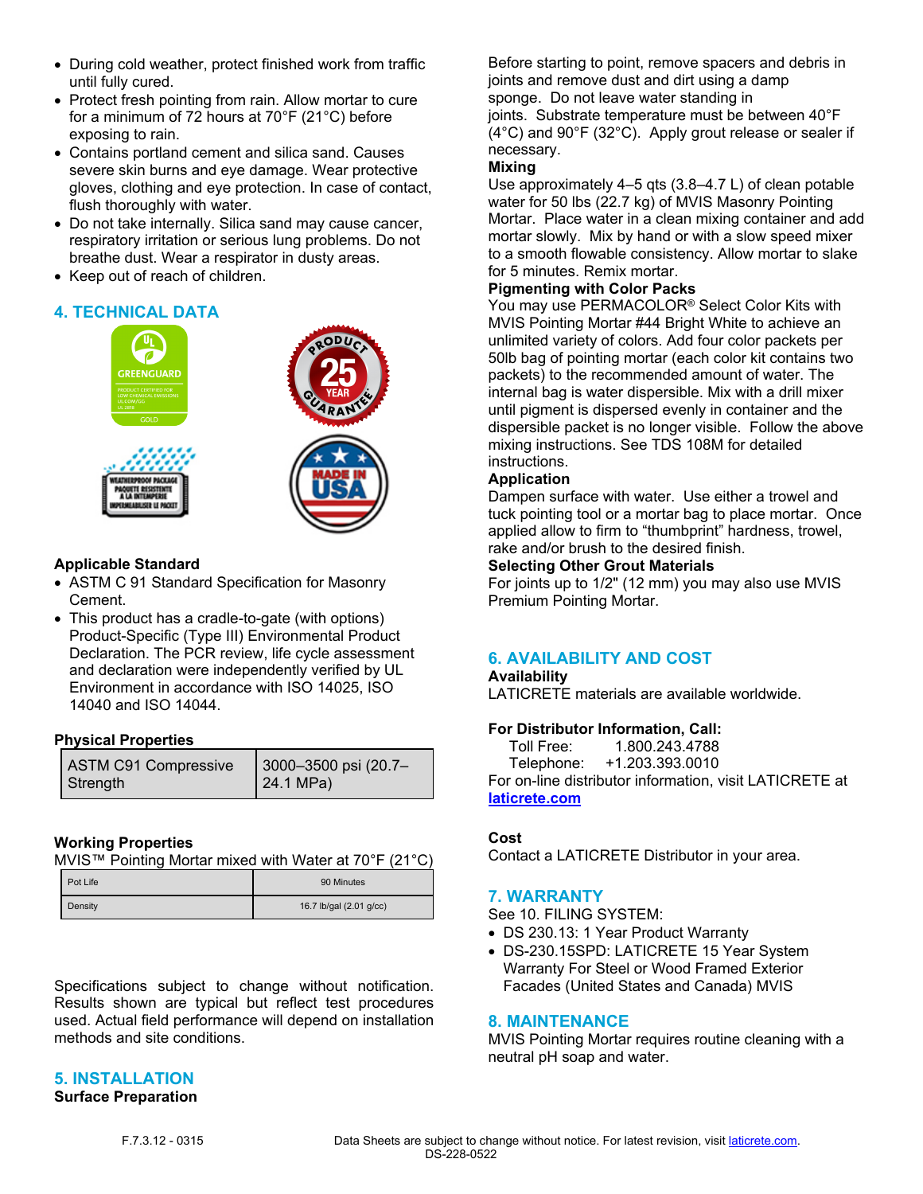- During cold weather, protect finished work from traffic until fully cured.
- Protect fresh pointing from rain. Allow mortar to cure for a minimum of 72 hours at 70°F (21°C) before exposing to rain.
- Contains portland cement and silica sand. Causes severe skin burns and eye damage. Wear protective gloves, clothing and eye protection. In case of contact, flush thoroughly with water.
- Do not take internally. Silica sand may cause cancer, respiratory irritation or serious lung problems. Do not breathe dust. Wear a respirator in dusty areas.
- Keep out of reach of children.

## 4. TECHNICAL DATA

**Applicable Standard**

- ASTM C 91 Standard Specification for Masonry Cement.
- This product has a cradle-to-gate (with options) Product-Specific (Type III) Environmental Product Declaration. The PCR review, life cycle assessment and declaration were independently verified by UL Environment in accordance with ISO 14025, ISO 14040 and ISO 14044.

**Physical Properties**

| ASTM C91 Compressive Strength | 3000–3500 psi (20.7–24.1 MPa) |
|---|---|

**Working Properties**

MVIS™ Pointing Mortar mixed with Water at 70°F (21°C)

| Pot Life | 90 Minutes |
|---|---|
| Density | 16.7 lb/gal (2.01 g/cc) |

Specifications subject to change without notification. Results shown are typical but reflect test procedures used. Actual field performance will depend on installation methods and site conditions.

## 5. INSTALLATION

**Surface Preparation**

Before starting to point, remove spacers and debris in joints and remove dust and dirt using a damp sponge. Do not leave water standing in joints. Substrate temperature must be between 40°F (4°C) and 90°F (32°C). Apply grout release or sealer if necessary.

**Mixing**

Use approximately 4–5 qts (3.8–4.7 L) of clean potable water for 50 lbs (22.7 kg) of MVIS Masonry Pointing Mortar. Place water in a clean mixing container and add mortar slowly. Mix by hand or with a slow speed mixer to a smooth flowable consistency. Allow mortar to slake for 5 minutes. Remix mortar.

**Pigmenting with Color Packs**

You may use PERMACOLOR® Select Color Kits with MVIS Pointing Mortar #44 Bright White to achieve an unlimited variety of colors. Add four color packets per 50lb bag of pointing mortar (each color kit contains two packets) to the recommended amount of water. The internal bag is water dispersible. Mix with a drill mixer until pigment is dispersed evenly in container and the dispersible packet is no longer visible. Follow the above mixing instructions. See TDS 108M for detailed instructions.

**Application**

Dampen surface with water. Use either a trowel and tuck pointing tool or a mortar bag to place mortar. Once applied allow to firm to "thumbprint" hardness, trowel, rake and/or brush to the desired finish.

**Selecting Other Grout Materials**

For joints up to 1/2" (12 mm) you may also use MVIS Premium Pointing Mortar.

## 6. AVAILABILITY AND COST

**Availability**

LATICRETE materials are available worldwide.

**For Distributor Information, Call:**

Toll Free: 1.800.243.4788
Telephone: +1.203.393.0010

For on-line distributor information, visit LATICRETE at **laticrete.com**

**Cost**

Contact a LATICRETE Distributor in your area.

## 7. WARRANTY

See 10. FILING SYSTEM:

- DS 230.13: 1 Year Product Warranty
- DS-230.15SPD: LATICRETE 15 Year System Warranty For Steel or Wood Framed Exterior Facades (United States and Canada) MVIS

## 8. MAINTENANCE

MVIS Pointing Mortar requires routine cleaning with a neutral pH soap and water.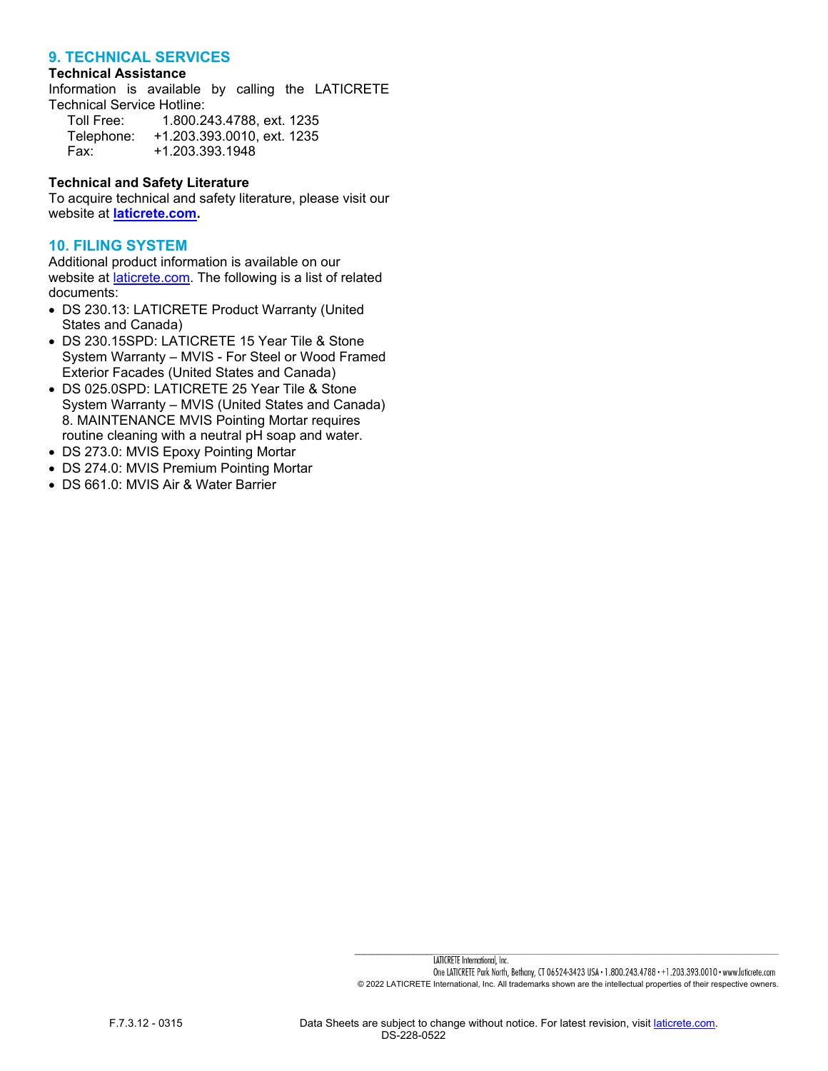## 9. TECHNICAL SERVICES

**Technical Assistance**

Information is available by calling the LATICRETE Technical Service Hotline:

Toll Free: 1.800.243.4788, ext. 1235
Telephone: +1.203.393.0010, ext. 1235
Fax: +1.203.393.1948

**Technical and Safety Literature**

To acquire technical and safety literature, please visit our website at **laticrete.com.**

## 10. FILING SYSTEM

Additional product information is available on our website at laticrete.com. The following is a list of related documents:

- DS 230.13: LATICRETE Product Warranty (United States and Canada)
- DS 230.15SPD: LATICRETE 15 Year Tile & Stone System Warranty – MVIS - For Steel or Wood Framed Exterior Facades (United States and Canada)
- DS 025.0SPD: LATICRETE 25 Year Tile & Stone System Warranty – MVIS (United States and Canada) 8. MAINTENANCE MVIS Pointing Mortar requires routine cleaning with a neutral pH soap and water.
- DS 273.0: MVIS Epoxy Pointing Mortar
- DS 274.0: MVIS Premium Pointing Mortar
- DS 661.0: MVIS Air & Water Barrier

LATICRETE International, Inc.
One LATICRETE Park North, Bethany, CT 06524-3423 USA • 1.800.243.4788 • +1.203.393.0010 • www.laticrete.com
© 2022 LATICRETE International, Inc. All trademarks shown are the intellectual properties of their respective owners.

F.7.3.12 - 0315

Data Sheets are subject to change without notice. For latest revision, visit laticrete.com.
DS-228-0522